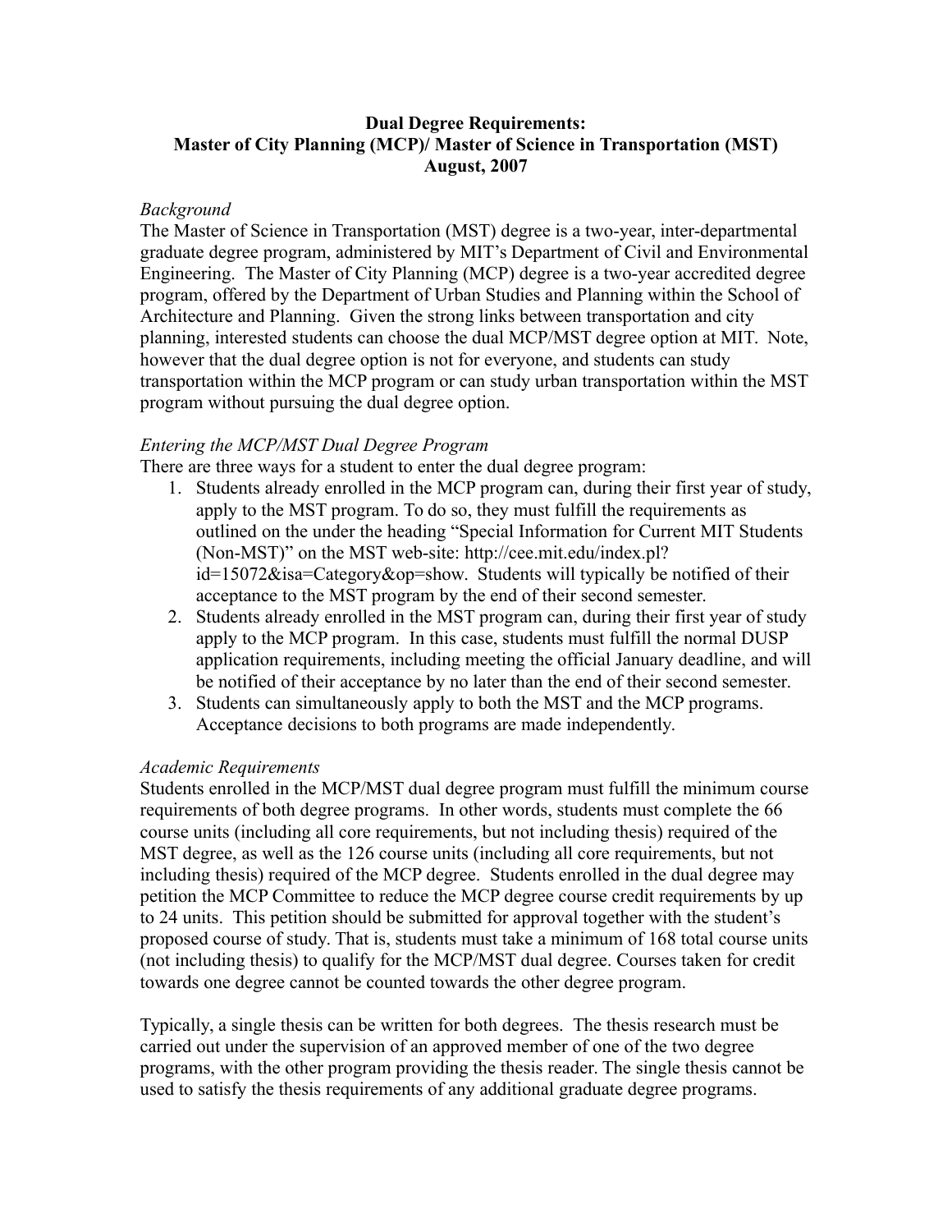**Dual Degree Requirements:**
**Master of City Planning (MCP)/ Master of Science in Transportation (MST)**
**August, 2007**

*Background*

The Master of Science in Transportation (MST) degree is a two-year, inter-departmental graduate degree program, administered by MIT's Department of Civil and Environmental Engineering. The Master of City Planning (MCP) degree is a two-year accredited degree program, offered by the Department of Urban Studies and Planning within the School of Architecture and Planning. Given the strong links between transportation and city planning, interested students can choose the dual MCP/MST degree option at MIT. Note, however that the dual degree option is not for everyone, and students can study transportation within the MCP program or can study urban transportation within the MST program without pursuing the dual degree option.

*Entering the MCP/MST Dual Degree Program*

There are three ways for a student to enter the dual degree program:

1. Students already enrolled in the MCP program can, during their first year of study, apply to the MST program. To do so, they must fulfill the requirements as outlined on the under the heading "Special Information for Current MIT Students (Non-MST)" on the MST web-site: http://cee.mit.edu/index.pl?id=15072&isa=Category&op=show. Students will typically be notified of their acceptance to the MST program by the end of their second semester.
2. Students already enrolled in the MST program can, during their first year of study apply to the MCP program. In this case, students must fulfill the normal DUSP application requirements, including meeting the official January deadline, and will be notified of their acceptance by no later than the end of their second semester.
3. Students can simultaneously apply to both the MST and the MCP programs. Acceptance decisions to both programs are made independently.

*Academic Requirements*

Students enrolled in the MCP/MST dual degree program must fulfill the minimum course requirements of both degree programs. In other words, students must complete the 66 course units (including all core requirements, but not including thesis) required of the MST degree, as well as the 126 course units (including all core requirements, but not including thesis) required of the MCP degree. Students enrolled in the dual degree may petition the MCP Committee to reduce the MCP degree course credit requirements by up to 24 units. This petition should be submitted for approval together with the student's proposed course of study. That is, students must take a minimum of 168 total course units (not including thesis) to qualify for the MCP/MST dual degree. Courses taken for credit towards one degree cannot be counted towards the other degree program.

Typically, a single thesis can be written for both degrees. The thesis research must be carried out under the supervision of an approved member of one of the two degree programs, with the other program providing the thesis reader. The single thesis cannot be used to satisfy the thesis requirements of any additional graduate degree programs.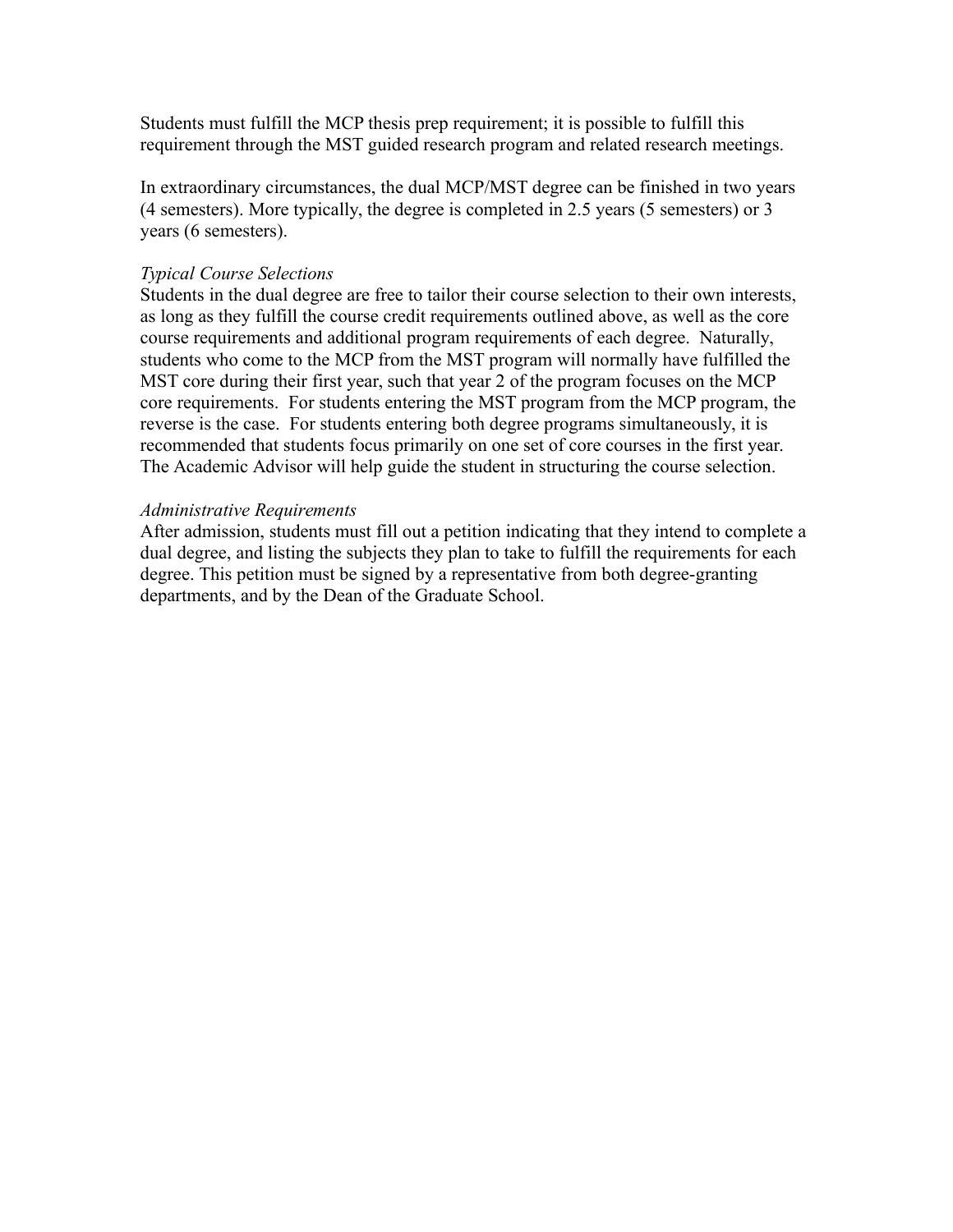Students must fulfill the MCP thesis prep requirement; it is possible to fulfill this requirement through the MST guided research program and related research meetings.

In extraordinary circumstances, the dual MCP/MST degree can be finished in two years (4 semesters). More typically, the degree is completed in 2.5 years (5 semesters) or 3 years (6 semesters).

*Typical Course Selections*

Students in the dual degree are free to tailor their course selection to their own interests, as long as they fulfill the course credit requirements outlined above, as well as the core course requirements and additional program requirements of each degree. Naturally, students who come to the MCP from the MST program will normally have fulfilled the MST core during their first year, such that year 2 of the program focuses on the MCP core requirements. For students entering the MST program from the MCP program, the reverse is the case. For students entering both degree programs simultaneously, it is recommended that students focus primarily on one set of core courses in the first year. The Academic Advisor will help guide the student in structuring the course selection.

*Administrative Requirements*

After admission, students must fill out a petition indicating that they intend to complete a dual degree, and listing the subjects they plan to take to fulfill the requirements for each degree. This petition must be signed by a representative from both degree-granting departments, and by the Dean of the Graduate School.